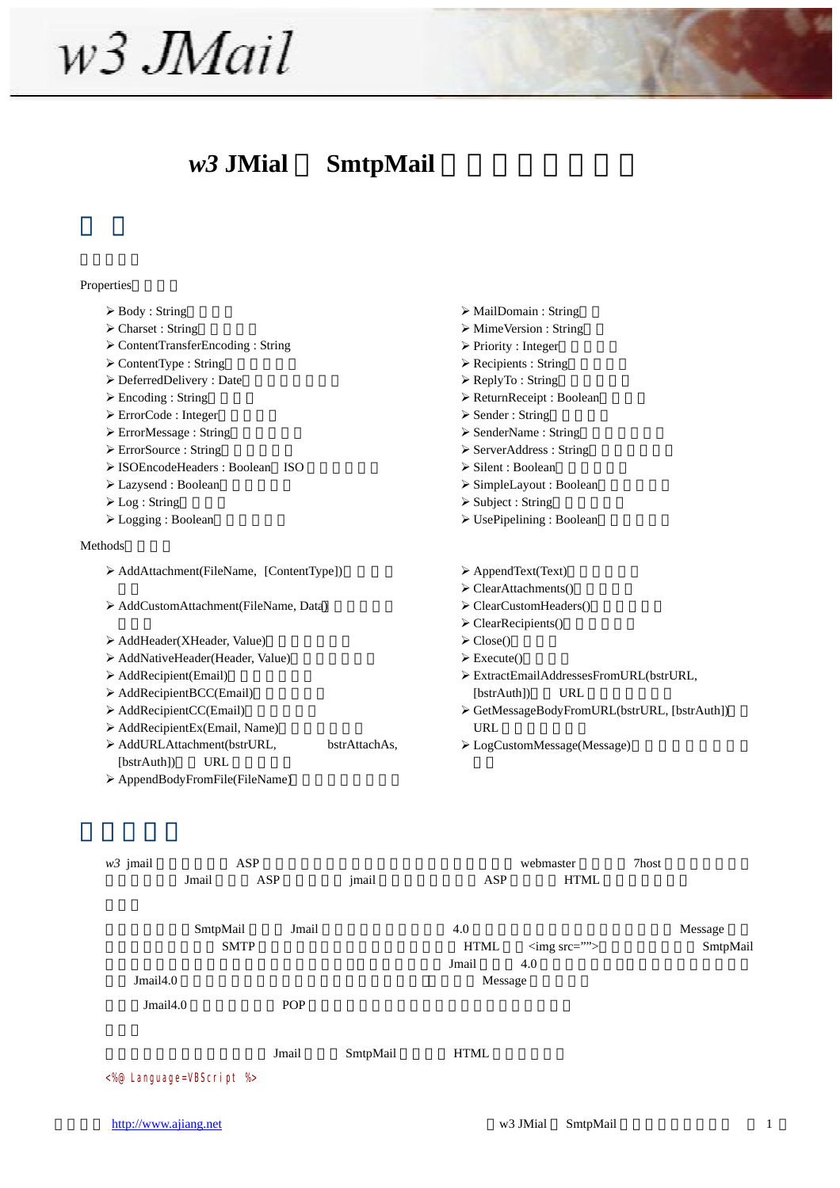# w3 JMail

## w3 JMial 和 SmtpMail

Properties

- Body : String
- Charset : String
- ContentTransferEncoding : String
- ContentType : String
- DeferredDelivery : Date
- Encoding : String
- ErrorCode : Integer
- ErrorMessage : String
- ErrorSource : String
- ISOEncodeHeaders : Boolean ISO
- Lazysend : Boolean
- Log : String
- Logging : Boolean
- MailDomain : String
- MimeVersion : String
- Priority : Integer
- Recipients : String
- ReplyTo : String
- ReturnReceipt : Boolean
- Sender : String
- SenderName : String
- ServerAddress : String
- Silent : Boolean
- SimpleLayout : Boolean
- Subject : String
- UsePipelining : Boolean

Methods

- AddAttachment(FileName, [ContentType])
- AddCustomAttachment(FileName, Data)
- AddHeader(XHeader, Value)
- AddNativeHeader(Header, Value)
- AddRecipient(Email)
- AddRecipientBCC(Email)
- AddRecipientCC(Email)
- AddRecipientEx(Email, Name)
- AddURLAttachment(bstrURL, bstrAttachAs, [bstrAuth]) URL
- AppendBodyFromFile(FileName)
- AppendText(Text)
- ClearAttachments()
- ClearCustomHeaders()
- ClearRecipients()
- Close()
- Execute()
- ExtractEmailAddressesFromURL(bstrURL, [bstrAuth]) URL
- GetMessageBodyFromURL(bstrURL, [bstrAuth]) URL
- LogCustomMessage(Message)

w3 jmail ASP webmaster 7host Jmail ASP jmail ASP HTML

SmtpMail Jmail 4.0 Message SMTP HTML <img src=""> SmtpMail Jmail 4.0 Jmail4.0 Message

Jmail4.0 POP

Jmail SmtpMail HTML

```
<%@ Language=VBScript %>
```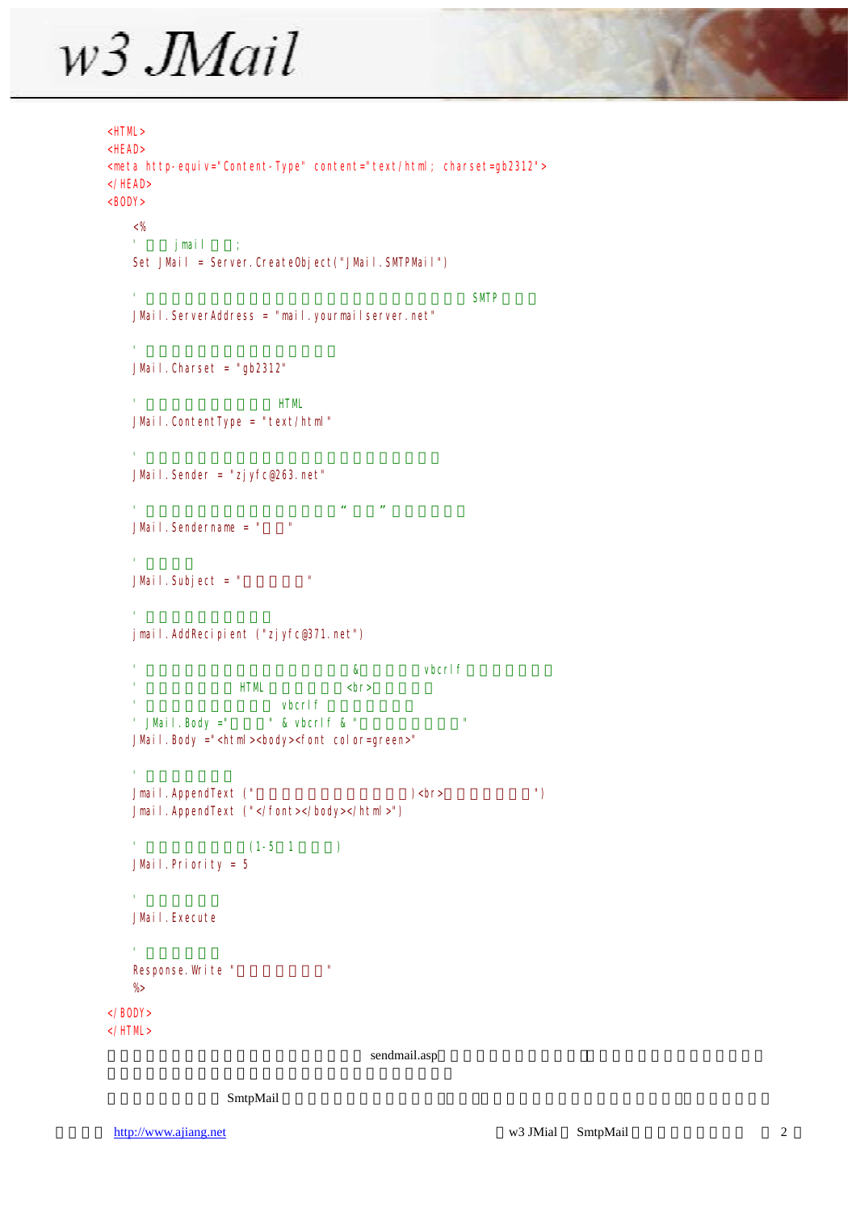```
<HTML>
<HEAD>
<meta http-equiv="Content-Type" content="text/html; charset=gb2312">
</HEAD>
<BODY>
  <%
  ' □□ jmail □□;
  Set JMail = Server.CreateObject("JMail.SMTPMail")

  ' □□□□□□□□□□□□□□□□□□□□□□□□□□ SMTP □□□
  JMail.ServerAddress = "mail.yourmailserver.net"

  ' □□□□□□□□□□□□□□
  JMail.Charset = "gb2312"

  ' □□□□□□□□ HTML
  JMail.ContentType = "text/html"

  ' □□□□□□□□□□□□□□□□□□□□□□□□□
  JMail.Sender = "zjyfc@263.net"

  ' □□□□□□□□□□□□□□“□□”□□□□□
  JMail.Sendername = "□□"

  ' □□□□
  JMail.Subject = "□□□□□"

  ' □□□□□□□□□
  jmail.AddRecipient ("zjyfc@371.net")

  ' □□□□□□□□□□□□□□□□&□□□□vbcrlf □□□□□□
  ' □□□□□□ HTML □□□□□<br>□□□□□
  ' □□□□□□□□ vbcrlf □□□□□□
  ' JMail.Body ="□□□" & vbcrlf & "□□□□□□□□"
  JMail.Body ="<html><body><font color=green>"

  ' □□□□□□
  Jmail.AppendText ("□□□□□□□□□□□□)<br>□□□□□□□")
  Jmail.AppendText ("</font></body></html>")

  ' □□□□□□□(1-5□1□□□)
  JMail.Priority = 5

  ' □□□□□
  JMail.Execute

  ' □□□□□
  Response.Write "□□□□□□"
  %>
</BODY>
</HTML>
```

□□□□□□□□□□□□□□□□□□□ sendmail.asp□□□□□□□□□□□□□□□□□□□□□□□□□□□□□□□□□□□□□□□□□□□□□□□□□□□□□□□□□□□

□□□□□□□ SmtpMail □□□□□□□□□□□□□□□□□□□□□□□□□□□□□□□□□□□□□□□□□□□□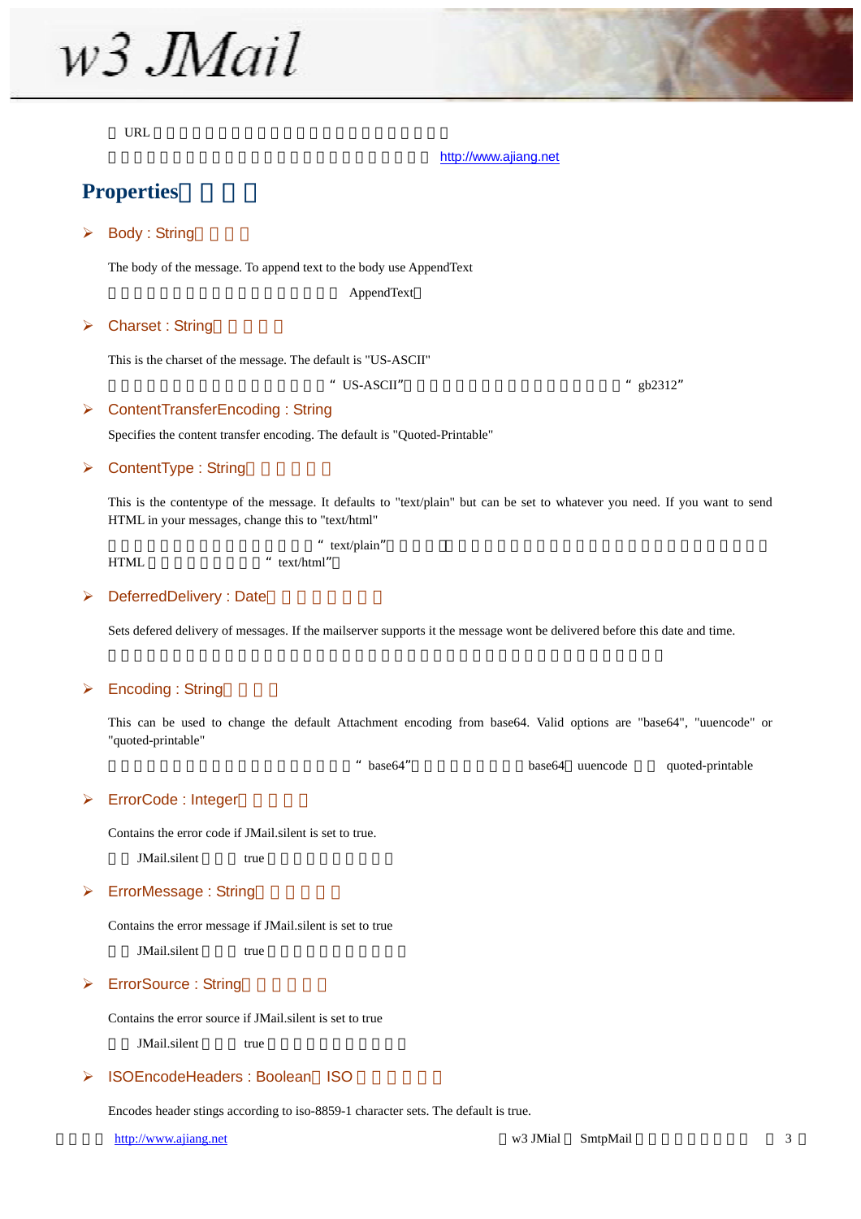URL

http://www.ajiang.net

## Properties

- ### Body : String

The body of the message. To append text to the body use AppendText

AppendText

- ### Charset : String

This is the charset of the message. The default is "US-ASCII"

“US-ASCII” “gb2312”

- ### ContentTransferEncoding : String

Specifies the content transfer encoding. The default is "Quoted-Printable"

- ### ContentType : String

This is the contentype of the message. It defaults to "text/plain" but can be set to whatever you need. If you want to send HTML in your messages, change this to "text/html"

“text/plain” HTML “text/html”

- ### DeferredDelivery : Date

Sets defered delivery of messages. If the mailserver supports it the message wont be delivered before this date and time.

- ### Encoding : String

This can be used to change the default Attachment encoding from base64. Valid options are "base64", "uuencode" or "quoted-printable"

“base64” base64 uuencode quoted-printable

- ### ErrorCode : Integer

Contains the error code if JMail.silent is set to true.

JMail.silent true

- ### ErrorMessage : String

Contains the error message if JMail.silent is set to true

JMail.silent true

- ### ErrorSource : String

Contains the error source if JMail.silent is set to true

JMail.silent true

- ### ISOEncodeHeaders : Boolean ISO

Encodes header stings according to iso-8859-1 character sets. The default is true.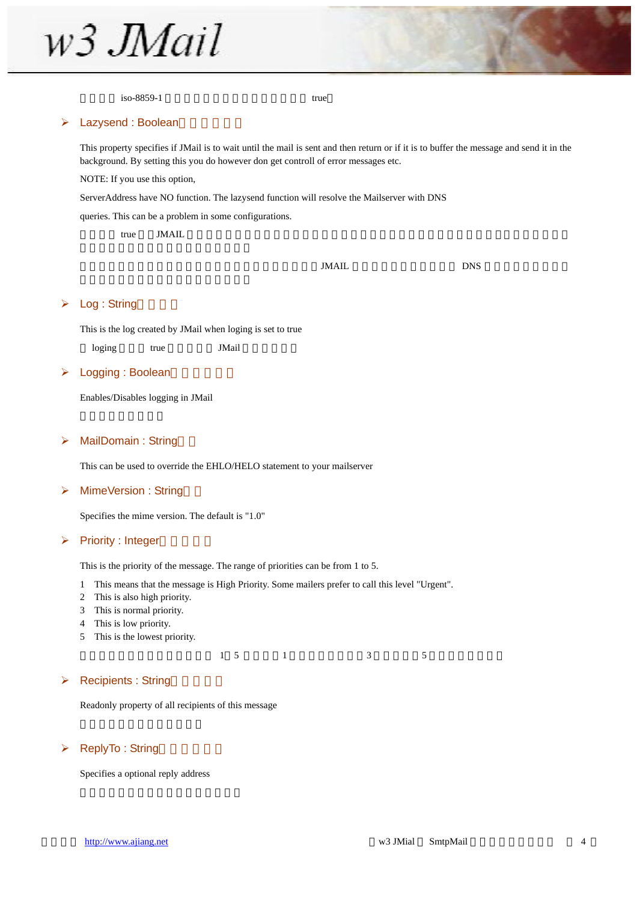iso-8859-1 true

## ➢ Lazysend : Boolean

This property specifies if JMail is to wait until the mail is sent and then return or if it is to buffer the message and send it in the background. By setting this you do however don get controll of error messages etc.

NOTE: If you use this option,

ServerAddress have NO function. The lazysend function will resolve the Mailserver with DNS

queries. This can be a problem in some configurations.

true JMAIL

JMAIL DNS

## ➢ Log : String

This is the log created by JMail when loging is set to true

loging true JMail

## ➢ Logging : Boolean

Enables/Disables logging in JMail

## ➢ MailDomain : String

This can be used to override the EHLO/HELO statement to your mailserver

## ➢ MimeVersion : String

Specifies the mime version. The default is "1.0"

## ➢ Priority : Integer

This is the priority of the message. The range of priorities can be from 1 to 5.

1 This means that the message is High Priority. Some mailers prefer to call this level "Urgent".
2 This is also high priority.
3 This is normal priority.
4 This is low priority.
5 This is the lowest priority.

1 5 1 3 5

## ➢ Recipients : String

Readonly property of all recipients of this message

## ➢ ReplyTo : String

Specifies a optional reply address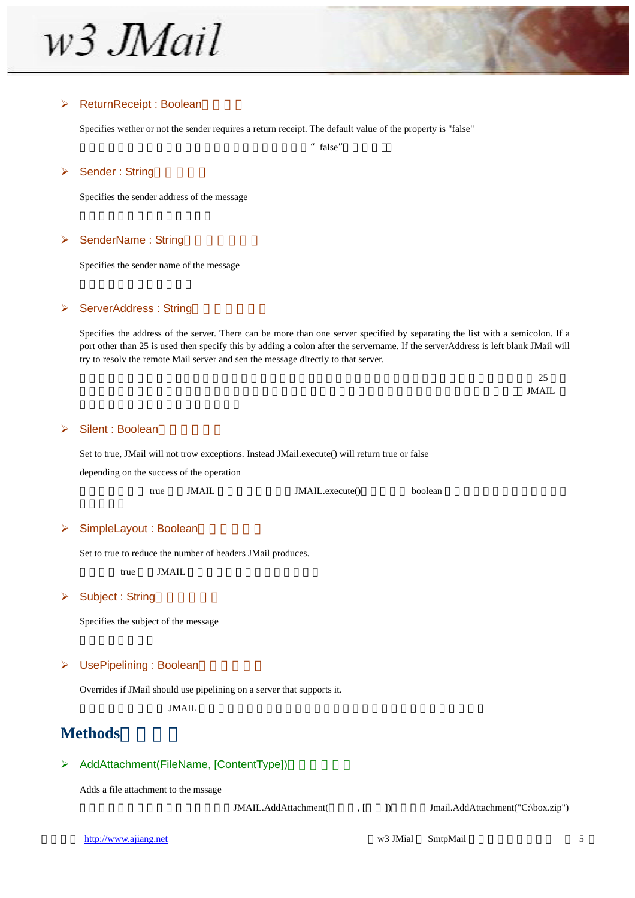- ReturnReceipt : Boolean（　　）

Specifies wether or not the sender requires a return receipt. The default value of the property is "false"

“ false”

- Sender : String（　　）

Specifies the sender address of the message

- SenderName : String（　　）

Specifies the sender name of the message

- ServerAddress : String（　　）

Specifies the address of the server. There can be more than one server specified by separating the list with a semicolon. If a port other than 25 is used then specify this by adding a colon after the servername. If the serverAddress is left blank JMail will try to resolv the remote Mail server and sen the message directly to that server.

25 JMAIL

- Silent : Boolean（　　）

Set to true, JMail will not trow exceptions. Instead JMail.execute() will return true or false

depending on the success of the operation

true JMAIL JMAIL.execute() boolean

- SimpleLayout : Boolean（　　）

Set to true to reduce the number of headers JMail produces.

true JMAIL

- Subject : String（　　）

Specifies the subject of the message

- UsePipelining : Boolean（　　）

Overrides if JMail should use pipelining on a server that supports it.

JMAIL

## Methods（　　）

- AddAttachment(FileName, [ContentType])（　　）

Adds a file attachment to the mssage

JMAIL.AddAttachment( , [ ]) Jmail.AddAttachment("C:\box.zip")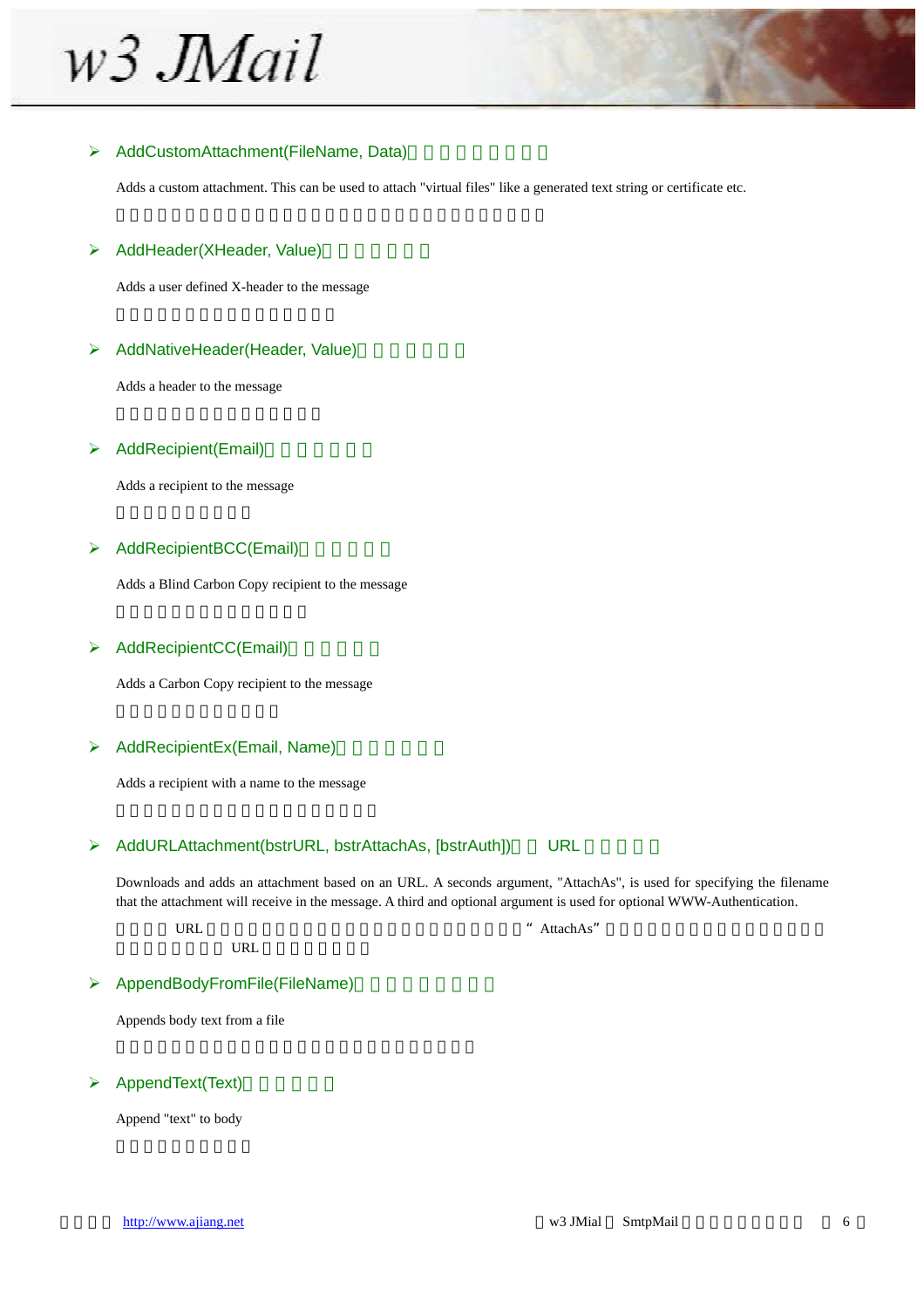- **AddCustomAttachment(FileName, Data)**

  Adds a custom attachment. This can be used to attach "virtual files" like a generated text string or certificate etc.

- **AddHeader(XHeader, Value)**

  Adds a user defined X-header to the message

- **AddNativeHeader(Header, Value)**

  Adds a header to the message

- **AddRecipient(Email)**

  Adds a recipient to the message

- **AddRecipientBCC(Email)**

  Adds a Blind Carbon Copy recipient to the message

- **AddRecipientCC(Email)**

  Adds a Carbon Copy recipient to the message

- **AddRecipientEx(Email, Name)**

  Adds a recipient with a name to the message

- **AddURLAttachment(bstrURL, bstrAttachAs, [bstrAuth])** URL

  Downloads and adds an attachment based on an URL. A seconds argument, "AttachAs", is used for specifying the filename that the attachment will receive in the message. A third and optional argument is used for optional WWW-Authentication.

- **AppendBodyFromFile(FileName)**

  Appends body text from a file

- **AppendText(Text)**

  Append "text" to body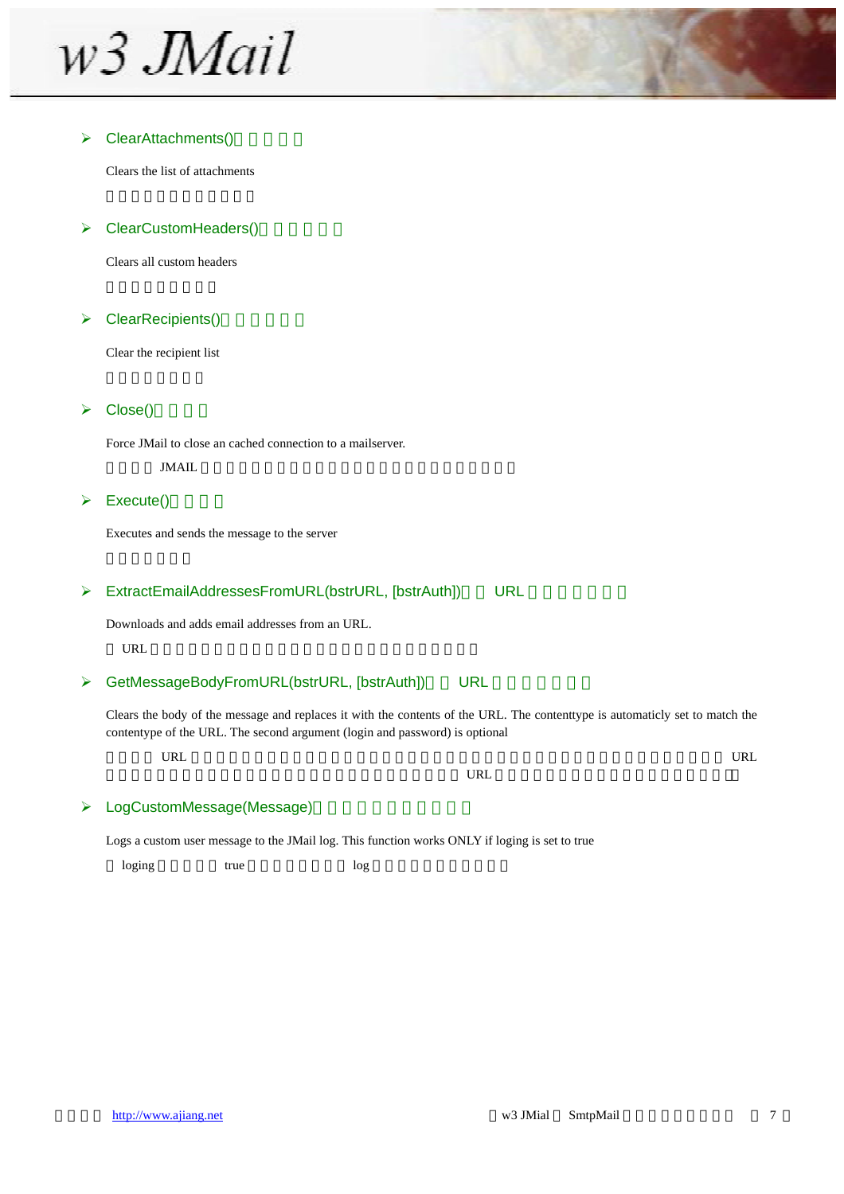- ClearAttachments()

  Clears the list of attachments

- ClearCustomHeaders()

  Clears all custom headers

- ClearRecipients()

  Clear the recipient list

- Close()

  Force JMail to close an cached connection to a mailserver.

- Execute()

  Executes and sends the message to the server

- ExtractEmailAddressesFromURL(bstrURL, [bstrAuth])

  Downloads and adds email addresses from an URL.

- GetMessageBodyFromURL(bstrURL, [bstrAuth])

  Clears the body of the message and replaces it with the contents of the URL. The contenttype is automaticly set to match the contentype of the URL. The second argument (login and password) is optional

- LogCustomMessage(Message)

  Logs a custom user message to the JMail log. This function works ONLY if loging is set to true